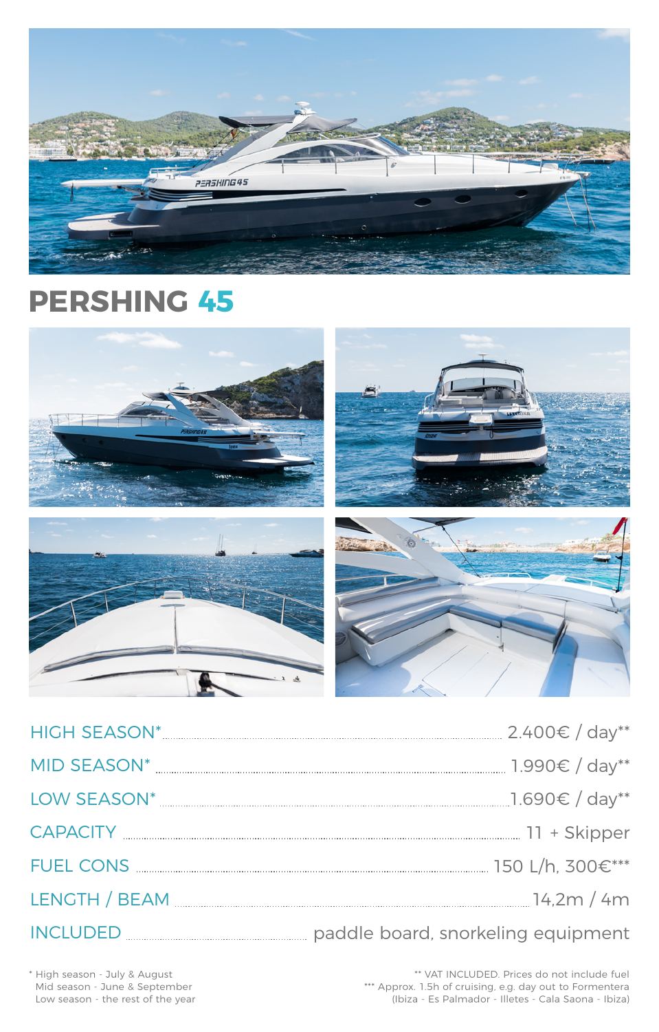# PERSHING 45

| | |
|---|---|
| HIGH SEASON* | 2.400€ / day** |
| MID SEASON* | 1.990€ / day** |
| LOW SEASON* | 1.690€ / day** |
| CAPACITY | 11 + Skipper |
| FUEL CONS | 150 L/h, 300€*** |
| LENGTH / BEAM | 14,2m / 4m |
| INCLUDED | paddle board, snorkeling equipment |

\* High season - July & August
Mid season - June & September
Low season - the rest of the year

** VAT INCLUDED. Prices do not include fuel
*** Approx. 1.5h of cruising, e.g. day out to Formentera (Ibiza - Es Palmador - Illetes - Cala Saona - Ibiza)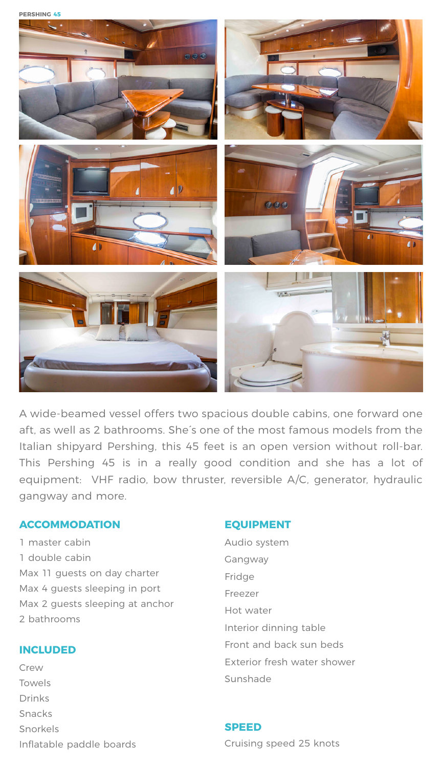A wide-beamed vessel offers two spacious double cabins, one forward one aft, as well as 2 bathrooms. She´s one of the most famous models from the Italian shipyard Pershing, this 45 feet is an open version without roll-bar. This Pershing 45 is in a really good condition and she has a lot of equipment: VHF radio, bow thruster, reversible A/C, generator, hydraulic gangway and more.

## ACCOMMODATION

1 master cabin
1 double cabin
Max 11 guests on day charter
Max 4 guests sleeping in port
Max 2 guests sleeping at anchor
2 bathrooms

## INCLUDED

Crew
Towels
Drinks
Snacks
Snorkels
Inflatable paddle boards

## EQUIPMENT

Audio system
Gangway
Fridge
Freezer
Hot water
Interior dinning table
Front and back sun beds
Exterior fresh water shower
Sunshade

## SPEED

Cruising speed 25 knots